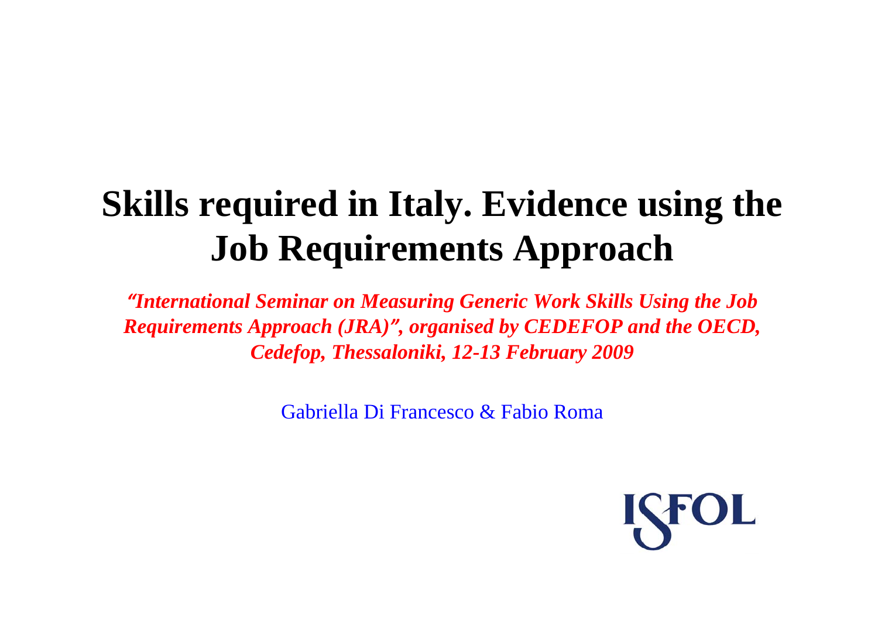# Skills required in Italy. Evidence using the Job Requirements Approach

***"International Seminar on Measuring Generic Work Skills Using the Job Requirements Approach (JRA)", organised by CEDEFOP and the OECD, Cedefop, Thessaloniki, 12-13 February 2009***

Gabriella Di Francesco & Fabio Roma

ISFOL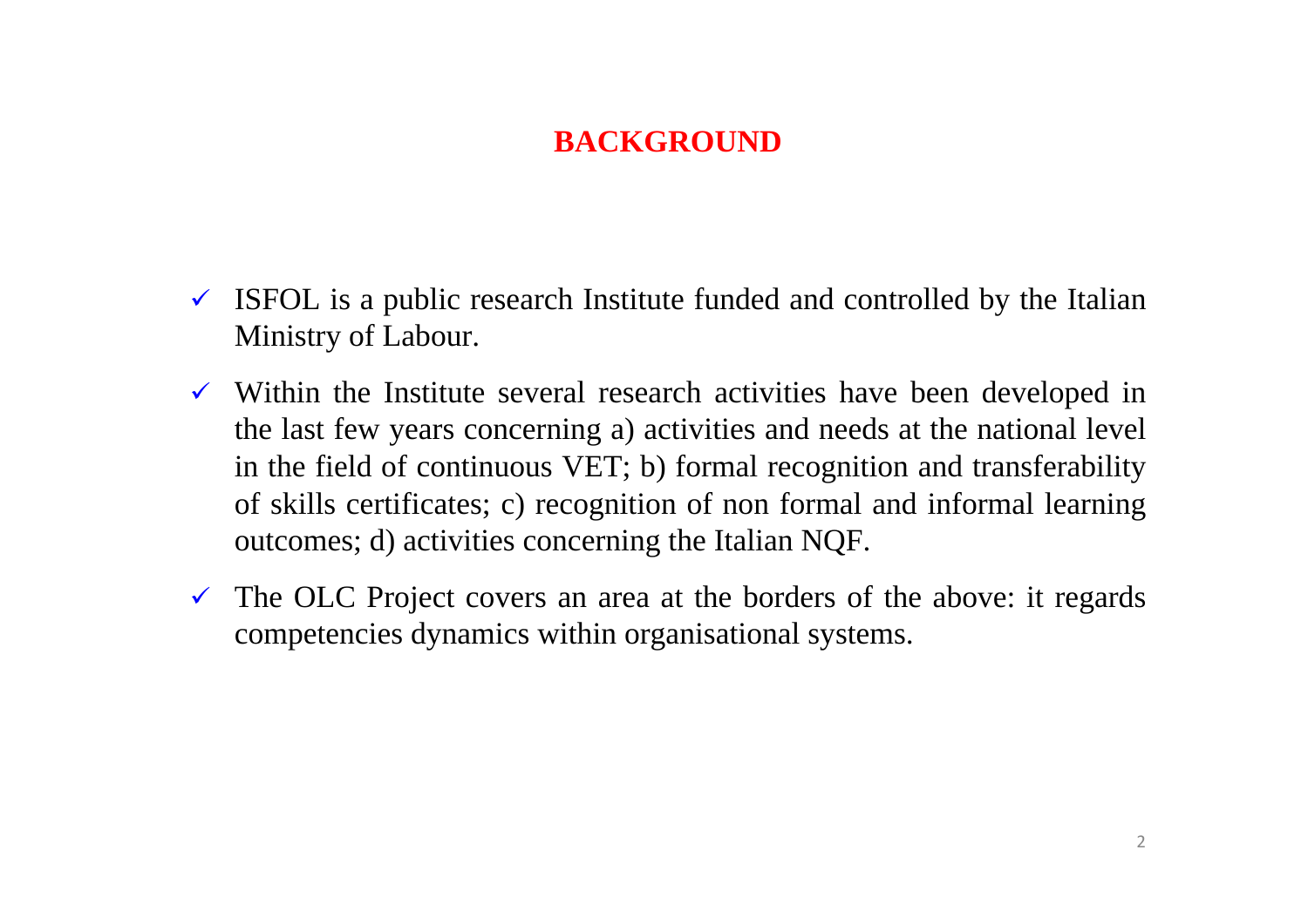# BACKGROUND

- ISFOL is a public research Institute funded and controlled by the Italian Ministry of Labour.
- Within the Institute several research activities have been developed in the last few years concerning a) activities and needs at the national level in the field of continuous VET; b) formal recognition and transferability of skills certificates; c) recognition of non formal and informal learning outcomes; d) activities concerning the Italian NQF.
- The OLC Project covers an area at the borders of the above: it regards competencies dynamics within organisational systems.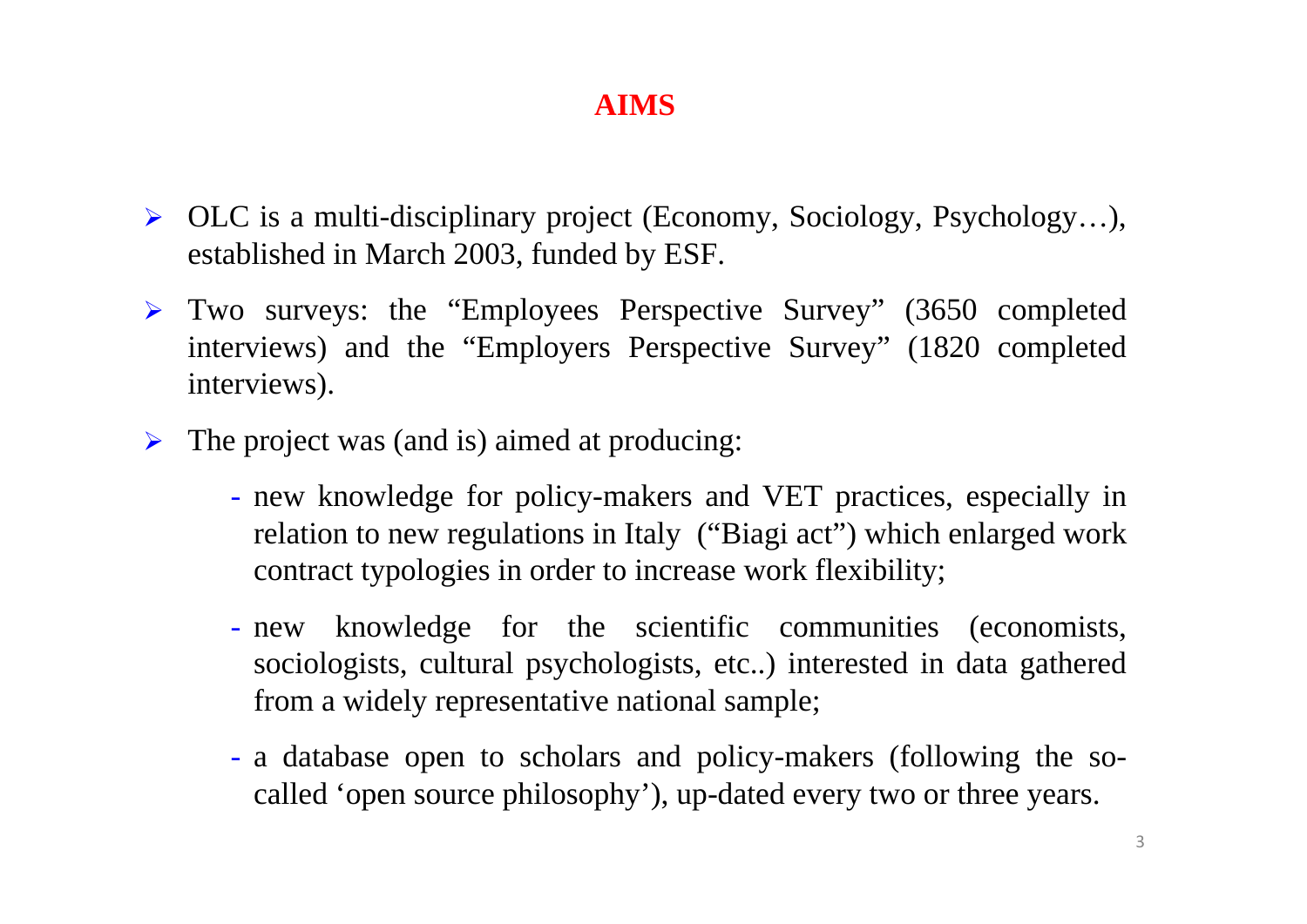# AIMS

- OLC is a multi-disciplinary project (Economy, Sociology, Psychology…), established in March 2003, funded by ESF.
- Two surveys: the "Employees Perspective Survey" (3650 completed interviews) and the "Employers Perspective Survey" (1820 completed interviews).
- The project was (and is) aimed at producing:
  - new knowledge for policy-makers and VET practices, especially in relation to new regulations in Italy ("Biagi act") which enlarged work contract typologies in order to increase work flexibility;
  - new knowledge for the scientific communities (economists, sociologists, cultural psychologists, etc..) interested in data gathered from a widely representative national sample;
  - a database open to scholars and policy-makers (following the so-called 'open source philosophy'), up-dated every two or three years.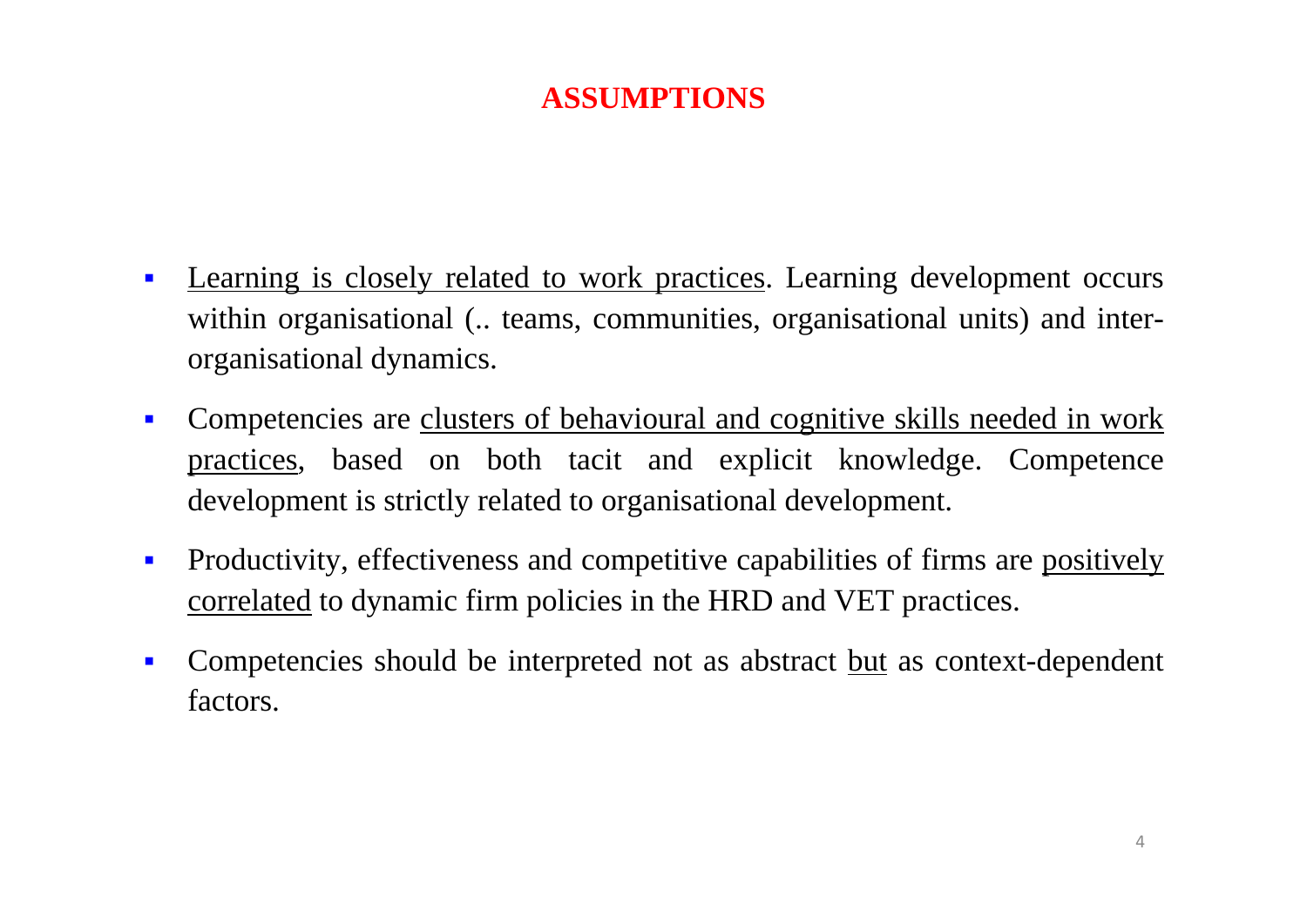# ASSUMPTIONS

- Learning is closely related to work practices. Learning development occurs within organisational (.. teams, communities, organisational units) and inter-organisational dynamics.
- Competencies are clusters of behavioural and cognitive skills needed in work practices, based on both tacit and explicit knowledge. Competence development is strictly related to organisational development.
- Productivity, effectiveness and competitive capabilities of firms are positively correlated to dynamic firm policies in the HRD and VET practices.
- Competencies should be interpreted not as abstract but as context-dependent factors.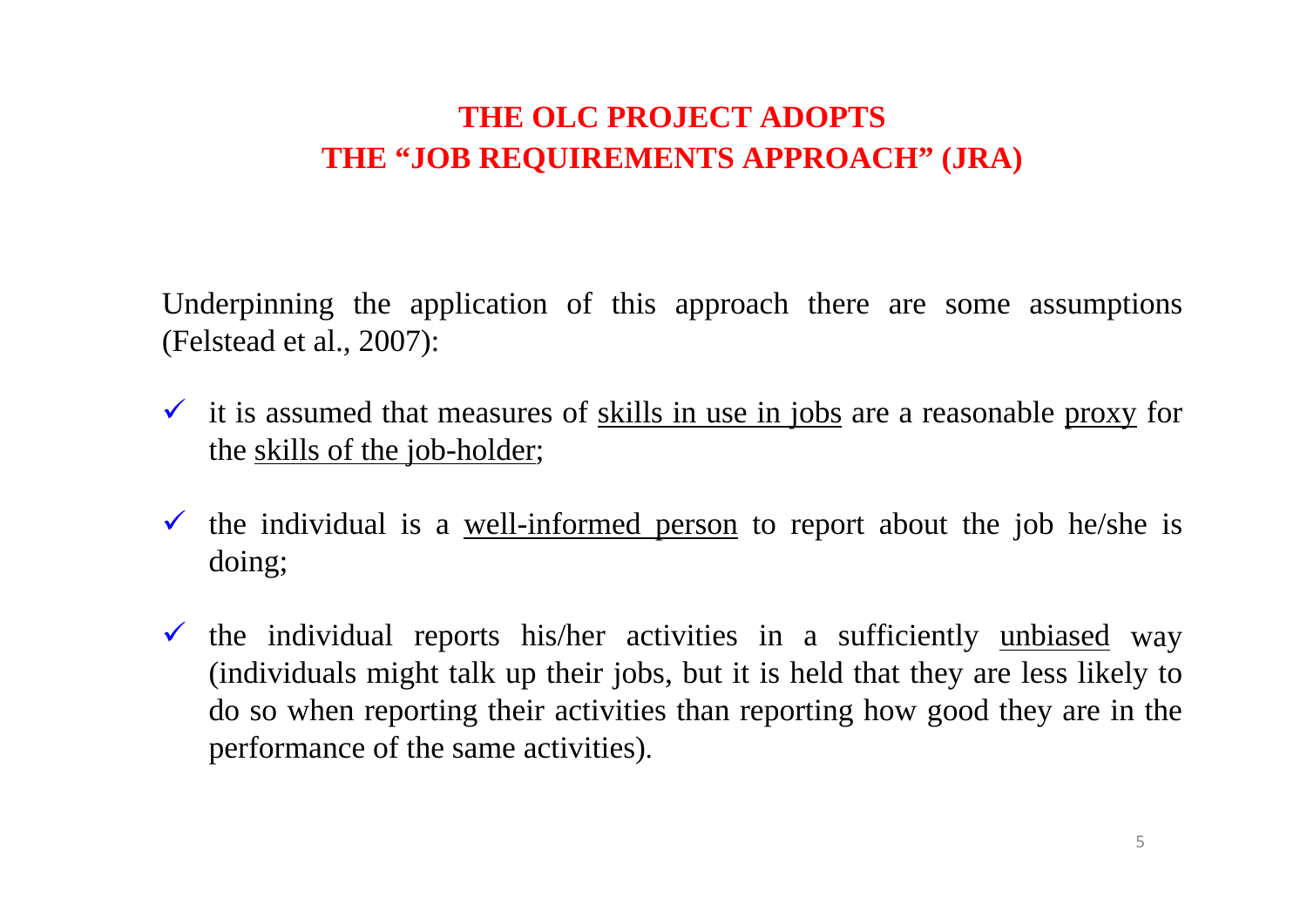## THE OLC PROJECT ADOPTS THE "JOB REQUIREMENTS APPROACH" (JRA)

Underpinning the application of this approach there are some assumptions (Felstead et al., 2007):

- ✓ it is assumed that measures of <u>skills in use in jobs</u> are a reasonable <u>proxy</u> for the <u>skills of the job-holder</u>;
- ✓ the individual is a <u>well-informed person</u> to report about the job he/she is doing;
- ✓ the individual reports his/her activities in a sufficiently <u>unbiased</u> way (individuals might talk up their jobs, but it is held that they are less likely to do so when reporting their activities than reporting how good they are in the performance of the same activities).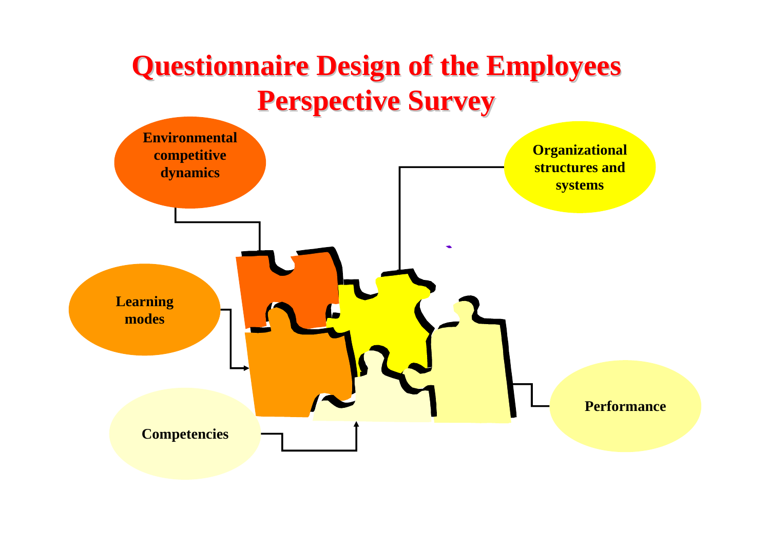# Questionnaire Design of the Employees Perspective Survey

Environmental competitive dynamics

Organizational structures and systems

Learning modes

Competencies

Performance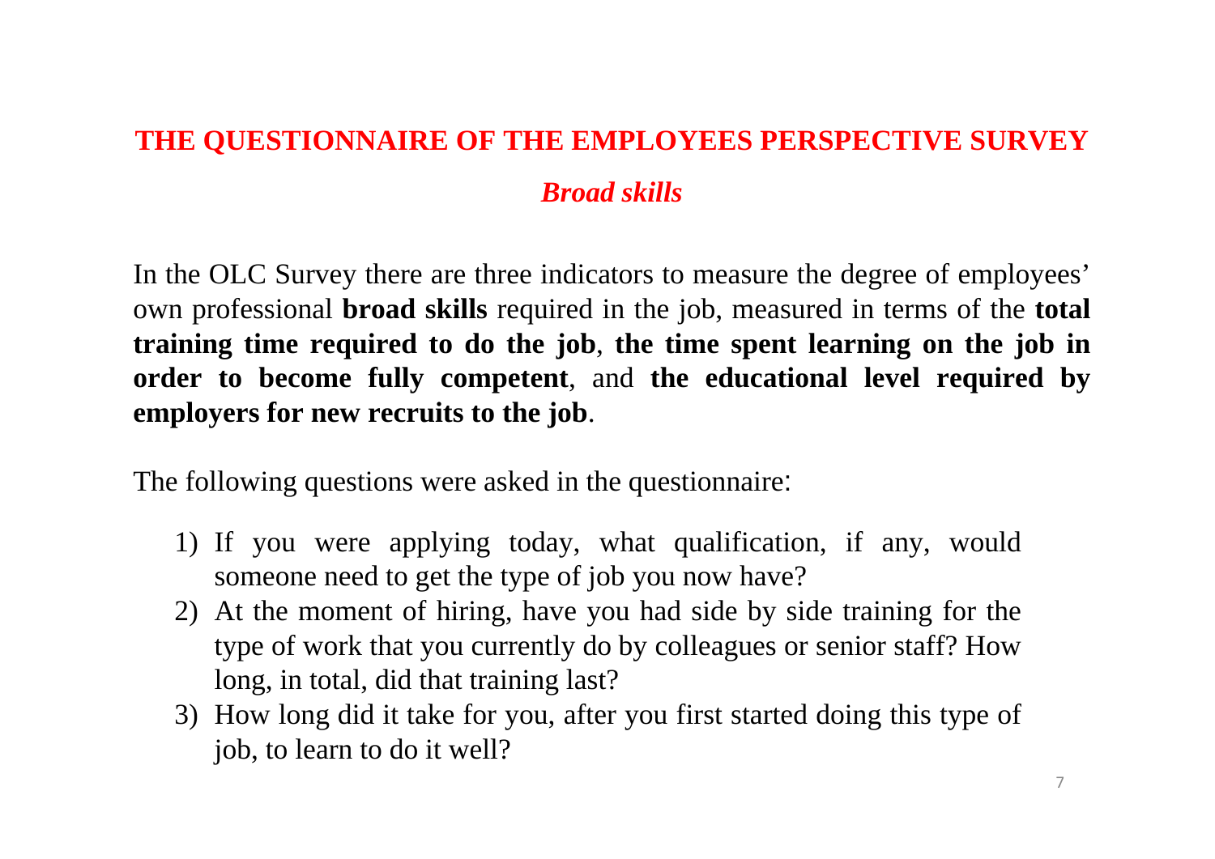## THE QUESTIONNAIRE OF THE EMPLOYEES PERSPECTIVE SURVEY

### *Broad skills*

In the OLC Survey there are three indicators to measure the degree of employees' own professional **broad skills** required in the job, measured in terms of the **total training time required to do the job**, **the time spent learning on the job in order to become fully competent**, and **the educational level required by employers for new recruits to the job**.

The following questions were asked in the questionnaire:

1) If you were applying today, what qualification, if any, would someone need to get the type of job you now have?
2) At the moment of hiring, have you had side by side training for the type of work that you currently do by colleagues or senior staff? How long, in total, did that training last?
3) How long did it take for you, after you first started doing this type of job, to learn to do it well?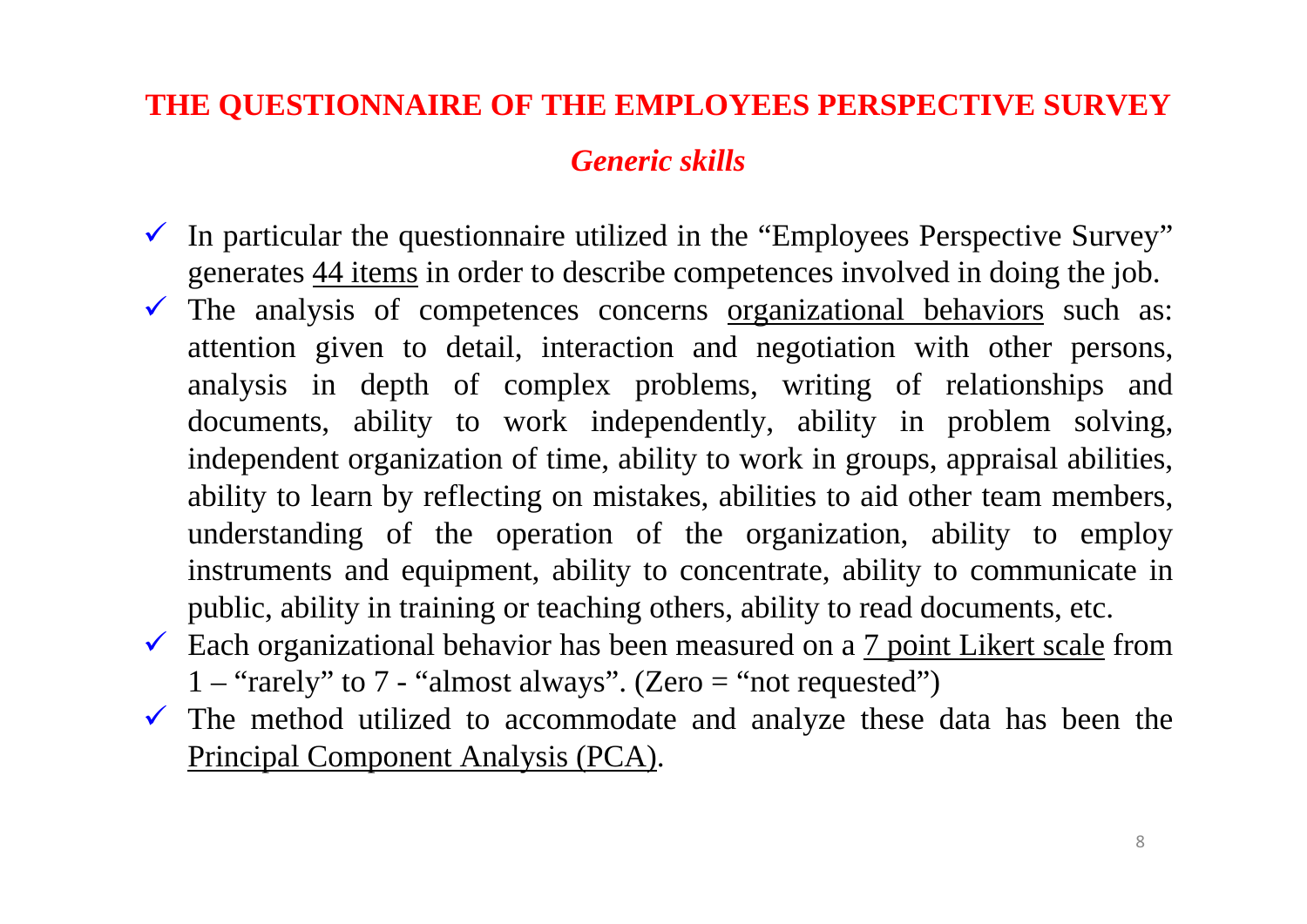# THE QUESTIONNAIRE OF THE EMPLOYEES PERSPECTIVE SURVEY

## *Generic skills*

- ✓ In particular the questionnaire utilized in the "Employees Perspective Survey" generates 44 items in order to describe competences involved in doing the job.
- ✓ The analysis of competences concerns organizational behaviors such as: attention given to detail, interaction and negotiation with other persons, analysis in depth of complex problems, writing of relationships and documents, ability to work independently, ability in problem solving, independent organization of time, ability to work in groups, appraisal abilities, ability to learn by reflecting on mistakes, abilities to aid other team members, understanding of the operation of the organization, ability to employ instruments and equipment, ability to concentrate, ability to communicate in public, ability in training or teaching others, ability to read documents, etc.
- ✓ Each organizational behavior has been measured on a 7 point Likert scale from 1 – "rarely" to 7 - "almost always". (Zero = "not requested")
- ✓ The method utilized to accommodate and analyze these data has been the Principal Component Analysis (PCA).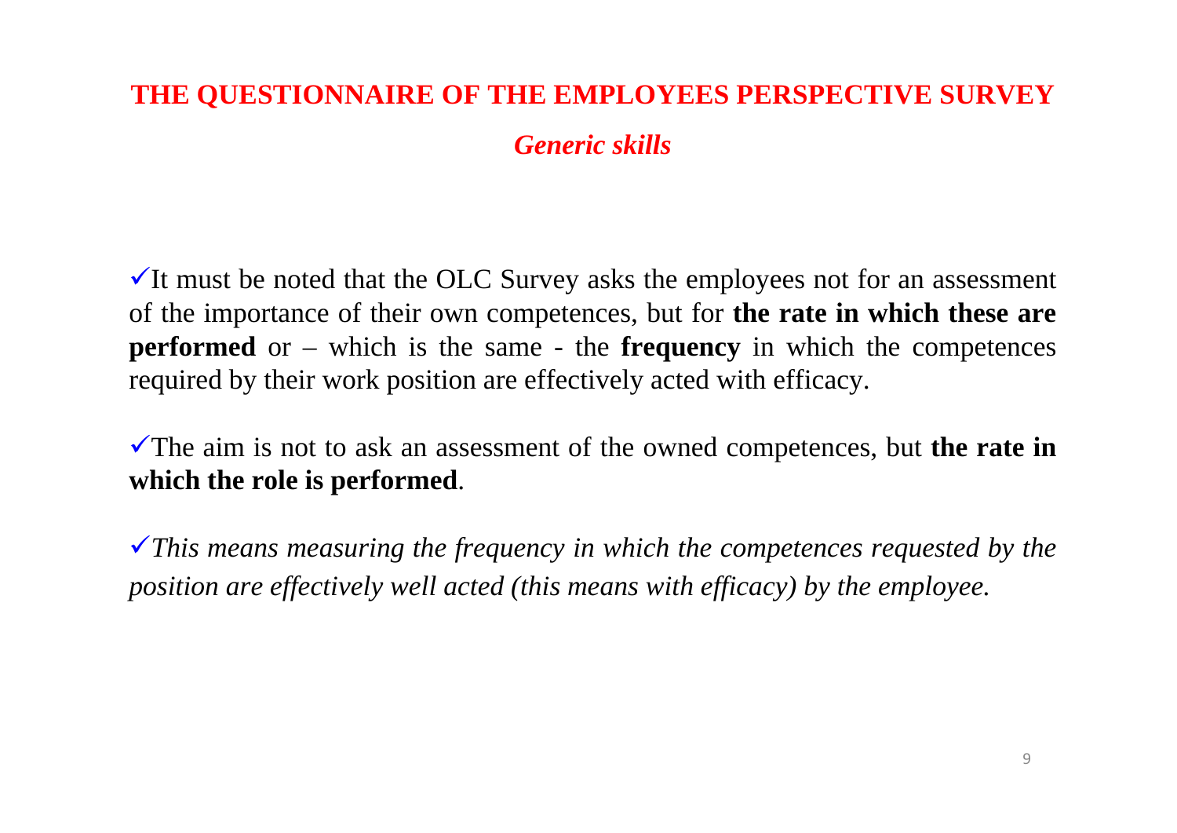# THE QUESTIONNAIRE OF THE EMPLOYEES PERSPECTIVE SURVEY

## *Generic skills*

✓It must be noted that the OLC Survey asks the employees not for an assessment of the importance of their own competences, but for **the rate in which these are performed** or – which is the same - the **frequency** in which the competences required by their work position are effectively acted with efficacy.

✓The aim is not to ask an assessment of the owned competences, but **the rate in which the role is performed**.

✓*This means measuring the frequency in which the competences requested by the position are effectively well acted (this means with efficacy) by the employee.*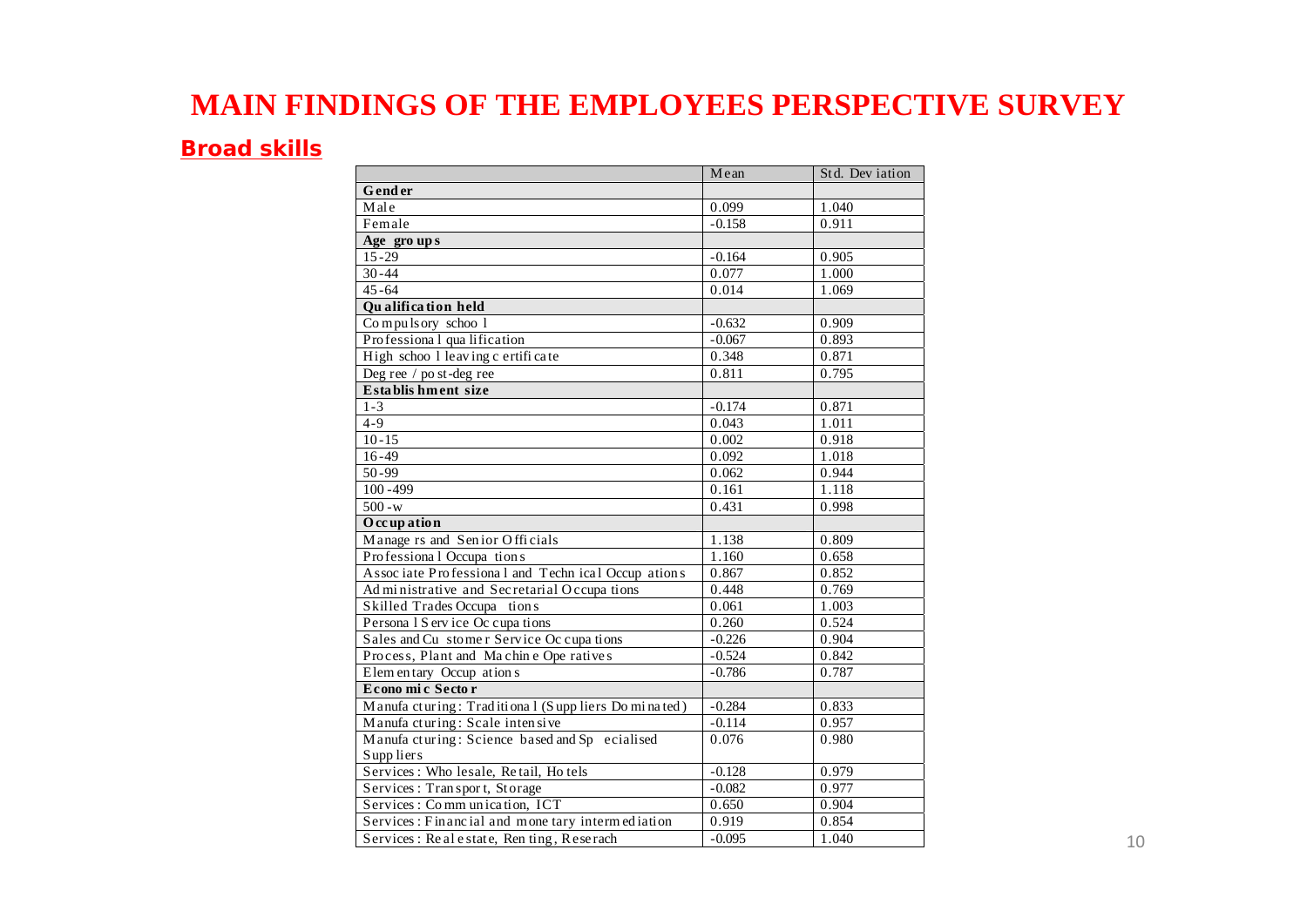# MAIN FINDINGS OF THE EMPLOYEES PERSPECTIVE SURVEY

## Broad skills

| | Mean | Std. Deviation |
|---|---|---|
| **Gender** | | |
| Male | 0.099 | 1.040 |
| Female | -0.158 | 0.911 |
| **Age groups** | | |
| 15-29 | -0.164 | 0.905 |
| 30-44 | 0.077 | 1.000 |
| 45-64 | 0.014 | 1.069 |
| **Qualification held** | | |
| Compulsory school | -0.632 | 0.909 |
| Professional qualification | -0.067 | 0.893 |
| High school leaving certificate | 0.348 | 0.871 |
| Degree / post-degree | 0.811 | 0.795 |
| **Establishment size** | | |
| 1-3 | -0.174 | 0.871 |
| 4-9 | 0.043 | 1.011 |
| 10-15 | 0.002 | 0.918 |
| 16-49 | 0.092 | 1.018 |
| 50-99 | 0.062 | 0.944 |
| 100-499 | 0.161 | 1.118 |
| 500-w | 0.431 | 0.998 |
| **Occupation** | | |
| Managers and Senior Officials | 1.138 | 0.809 |
| Professional Occupations | 1.160 | 0.658 |
| Associate Professional and Technical Occupations | 0.867 | 0.852 |
| Administrative and Secretarial Occupations | 0.448 | 0.769 |
| Skilled Trades Occupations | 0.061 | 1.003 |
| Personal Service Occupations | 0.260 | 0.524 |
| Sales and Customer Service Occupations | -0.226 | 0.904 |
| Process, Plant and Machine Operatives | -0.524 | 0.842 |
| Elementary Occupations | -0.786 | 0.787 |
| **Economic Sector** | | |
| Manufacturing: Traditional (Suppliers Dominated) | -0.284 | 0.833 |
| Manufacturing: Scale intensive | -0.114 | 0.957 |
| Manufacturing: Science based and Specialised Suppliers | 0.076 | 0.980 |
| Services: Wholesale, Retail, Hotels | -0.128 | 0.979 |
| Services: Transport, Storage | -0.082 | 0.977 |
| Services: Communication, ICT | 0.650 | 0.904 |
| Services: Financial and monetary intermediation | 0.919 | 0.854 |
| Services: Real estate, Renting, Reserach | -0.095 | 1.040 |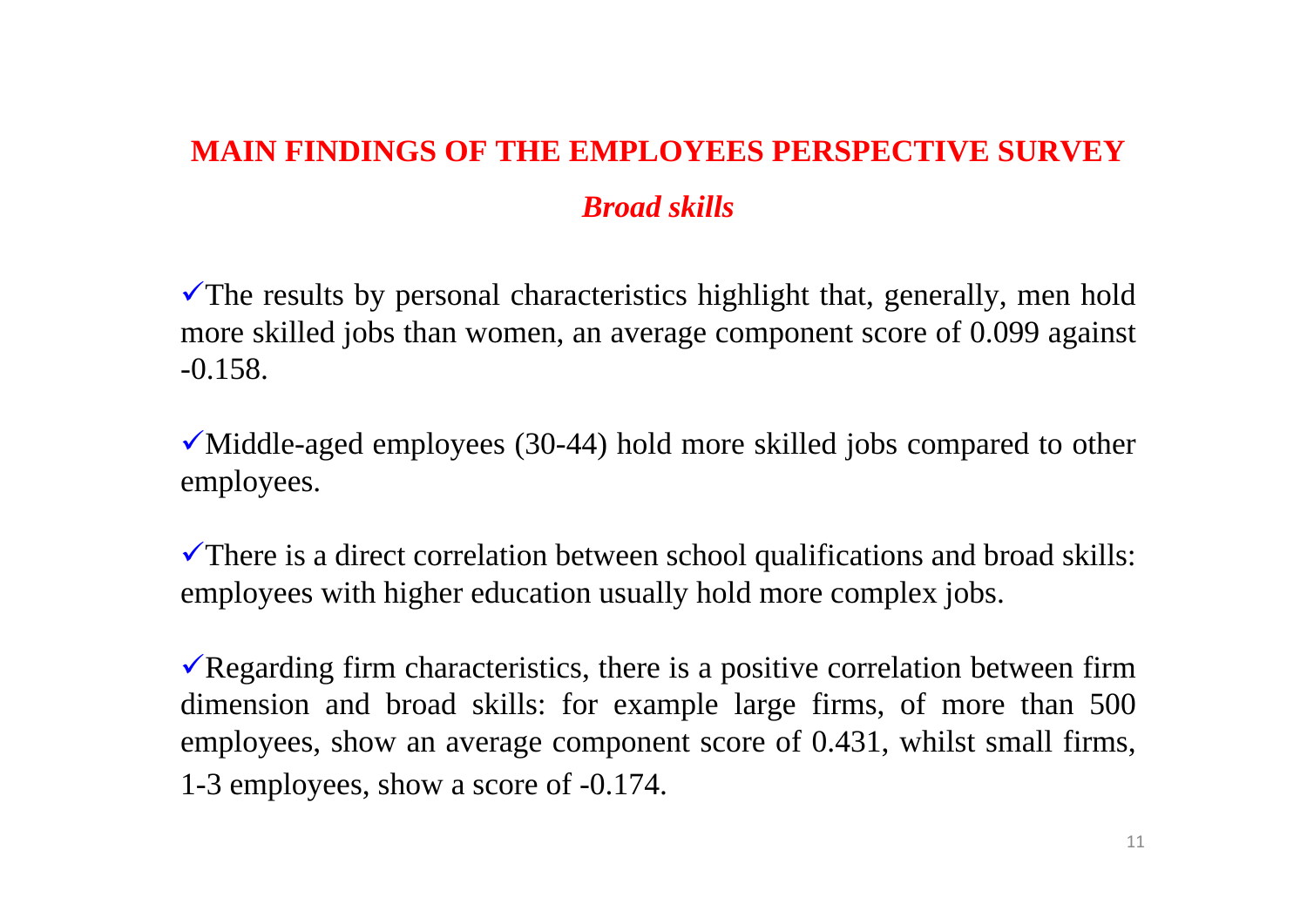## MAIN FINDINGS OF THE EMPLOYEES PERSPECTIVE SURVEY

### *Broad skills*

- ✓The results by personal characteristics highlight that, generally, men hold more skilled jobs than women, an average component score of 0.099 against -0.158.

- ✓Middle-aged employees (30-44) hold more skilled jobs compared to other employees.

- ✓There is a direct correlation between school qualifications and broad skills: employees with higher education usually hold more complex jobs.

- ✓Regarding firm characteristics, there is a positive correlation between firm dimension and broad skills: for example large firms, of more than 500 employees, show an average component score of 0.431, whilst small firms, 1-3 employees, show a score of -0.174.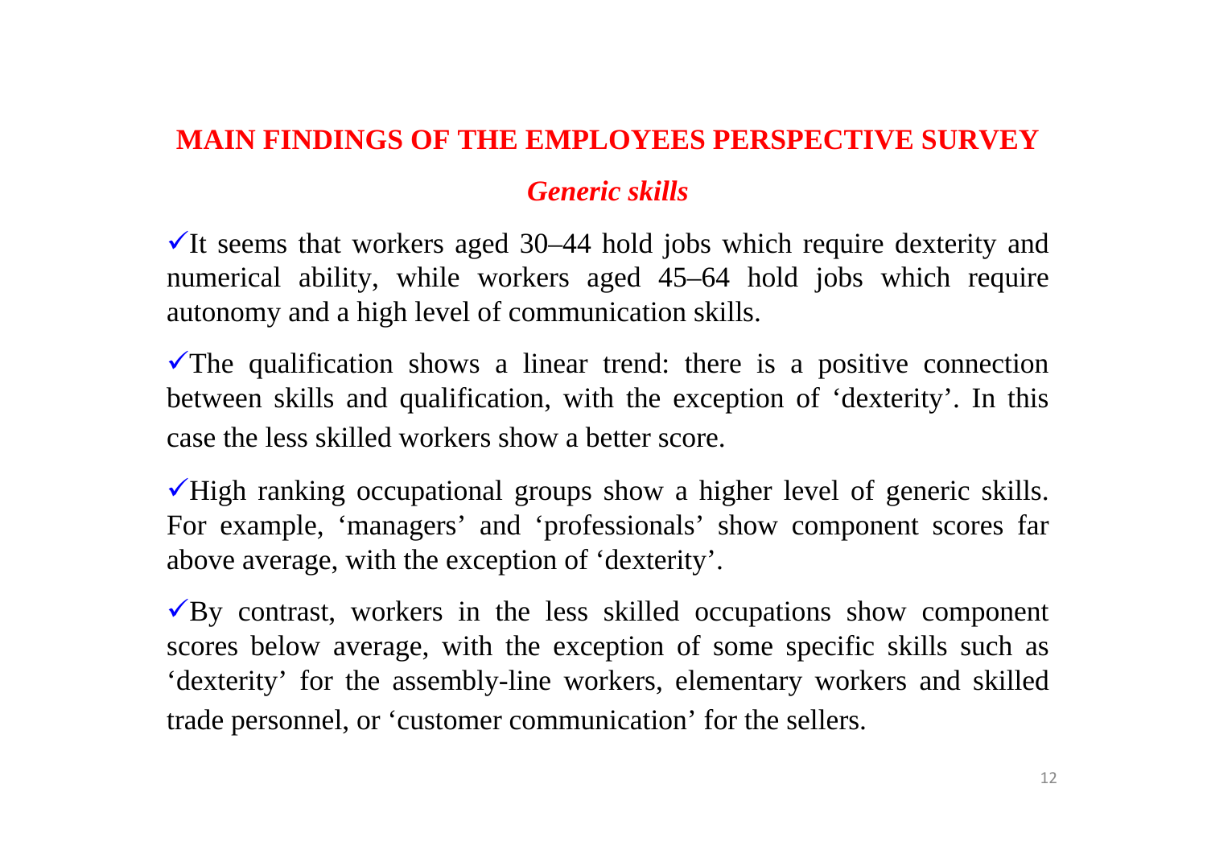## MAIN FINDINGS OF THE EMPLOYEES PERSPECTIVE SURVEY

### *Generic skills*

✓It seems that workers aged 30–44 hold jobs which require dexterity and numerical ability, while workers aged 45–64 hold jobs which require autonomy and a high level of communication skills.

✓The qualification shows a linear trend: there is a positive connection between skills and qualification, with the exception of ‘dexterity’. In this case the less skilled workers show a better score.

✓High ranking occupational groups show a higher level of generic skills. For example, ‘managers’ and ‘professionals’ show component scores far above average, with the exception of ‘dexterity’.

✓By contrast, workers in the less skilled occupations show component scores below average, with the exception of some specific skills such as ‘dexterity’ for the assembly-line workers, elementary workers and skilled trade personnel, or ‘customer communication’ for the sellers.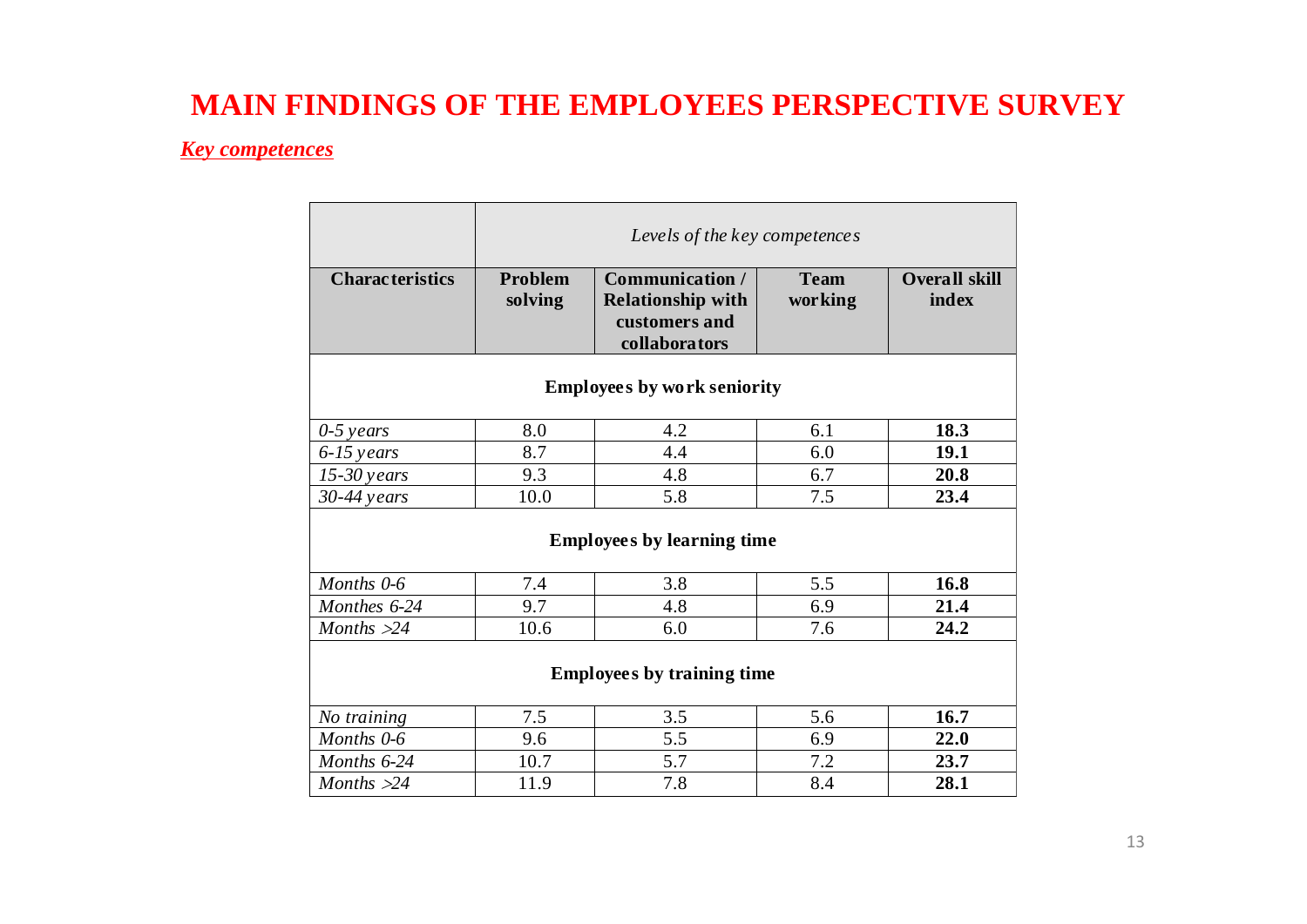# MAIN FINDINGS OF THE EMPLOYEES PERSPECTIVE SURVEY

***Key competences***

| | *Levels of the key competences* | | | |
|---|---|---|---|---|
| **Characteristics** | **Problem solving** | **Communication / Relationship with customers and collaborators** | **Team working** | **Overall skill index** |
| **Employees by work seniority** | | | | |
| *0-5 years* | 8.0 | 4.2 | 6.1 | **18.3** |
| *6-15 years* | 8.7 | 4.4 | 6.0 | **19.1** |
| *15-30 years* | 9.3 | 4.8 | 6.7 | **20.8** |
| *30-44 years* | 10.0 | 5.8 | 7.5 | **23.4** |
| **Employees by learning time** | | | | |
| *Months 0-6* | 7.4 | 3.8 | 5.5 | **16.8** |
| *Monthes 6-24* | 9.7 | 4.8 | 6.9 | **21.4** |
| *Months >24* | 10.6 | 6.0 | 7.6 | **24.2** |
| **Employees by training time** | | | | |
| *No training* | 7.5 | 3.5 | 5.6 | **16.7** |
| *Months 0-6* | 9.6 | 5.5 | 6.9 | **22.0** |
| *Months 6-24* | 10.7 | 5.7 | 7.2 | **23.7** |
| *Months >24* | 11.9 | 7.8 | 8.4 | **28.1** |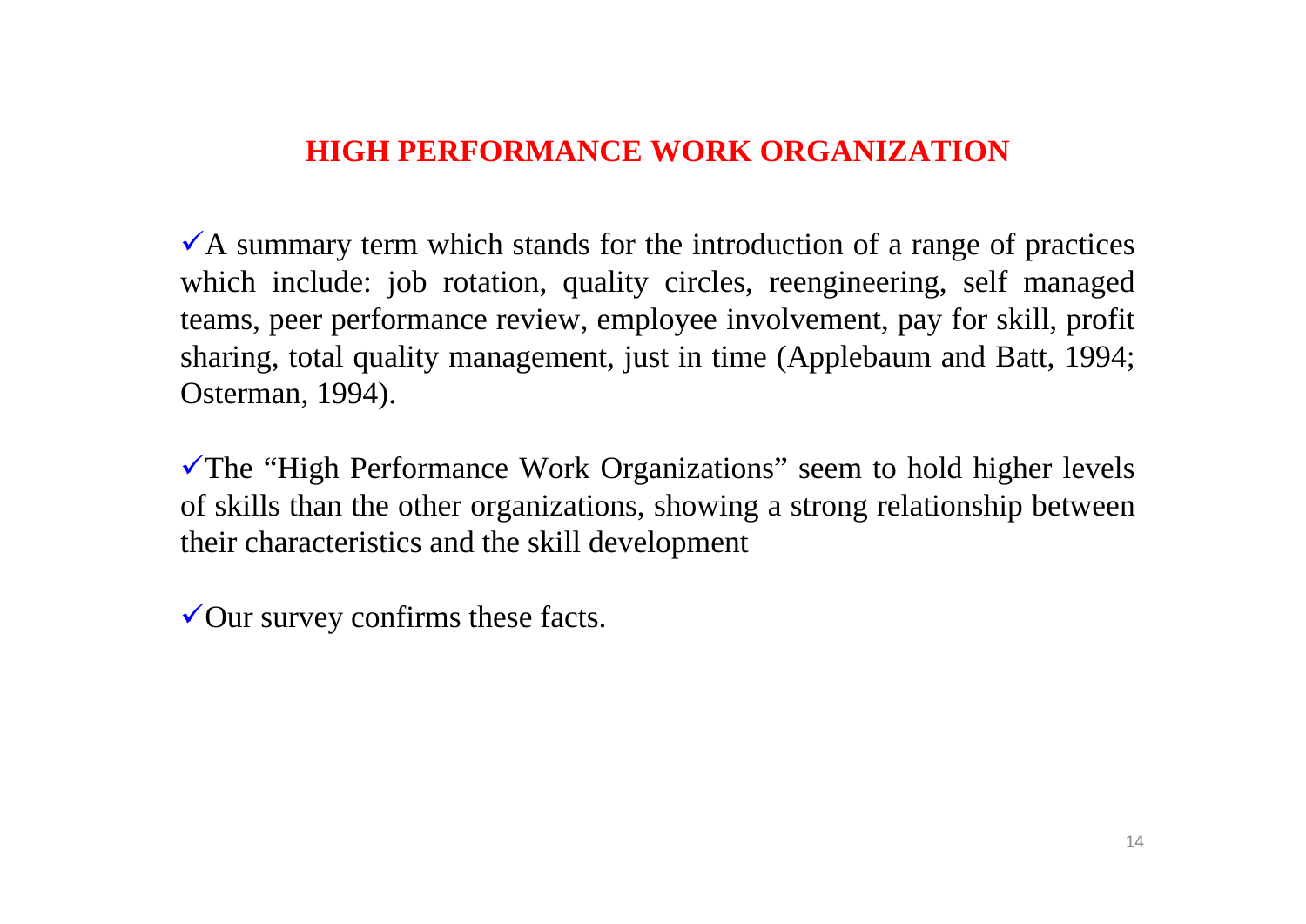## HIGH PERFORMANCE WORK ORGANIZATION

- ✓A summary term which stands for the introduction of a range of practices which include: job rotation, quality circles, reengineering, self managed teams, peer performance review, employee involvement, pay for skill, profit sharing, total quality management, just in time (Applebaum and Batt, 1994; Osterman, 1994).

- ✓The "High Performance Work Organizations" seem to hold higher levels of skills than the other organizations, showing a strong relationship between their characteristics and the skill development

- ✓Our survey confirms these facts.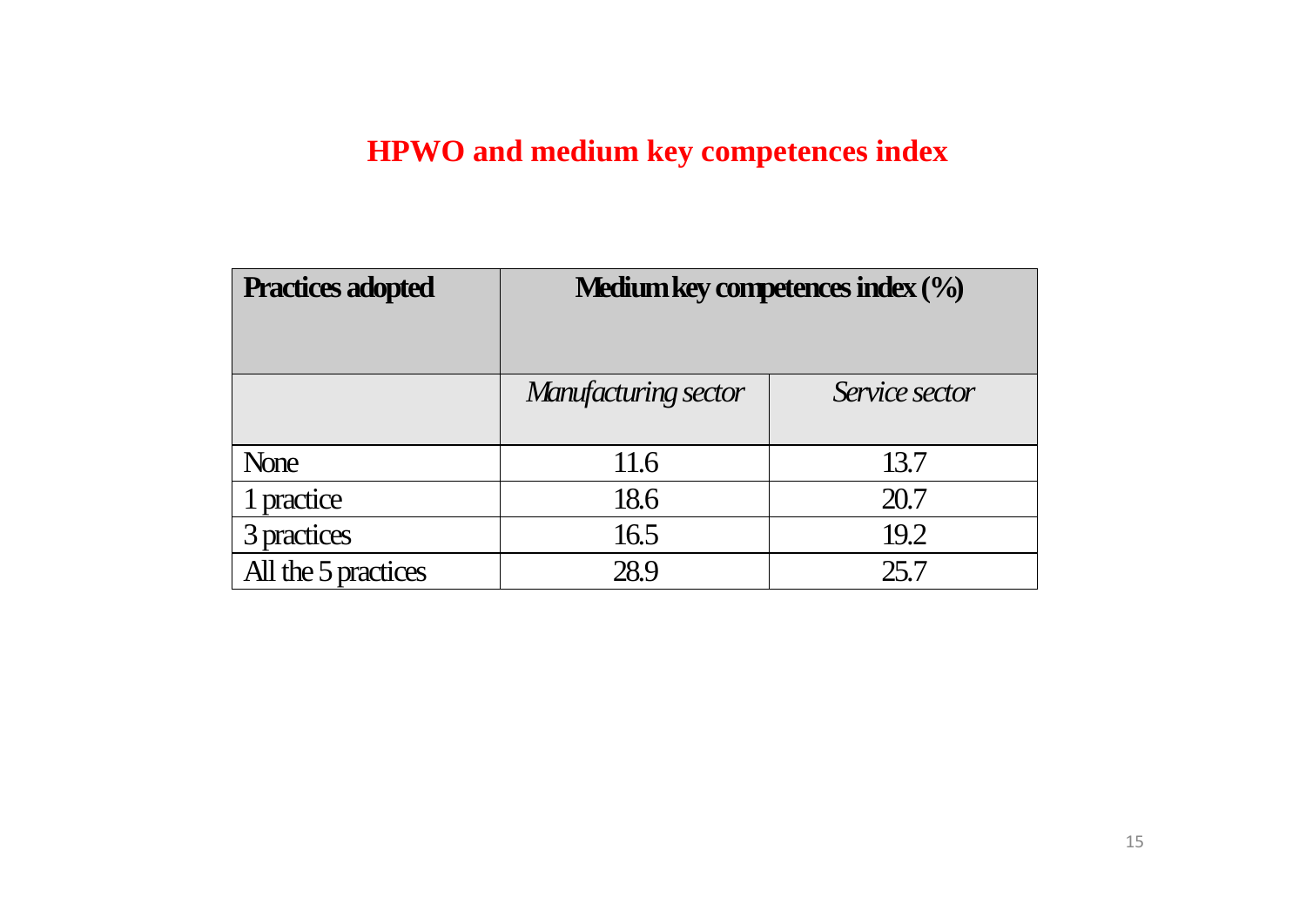# HPWO and medium key competences index

| **Practices adopted** | **Medium key competences index (%)** | |
|---|---|---|
| | *Manufacturing sector* | *Service sector* |
| None | 11.6 | 13.7 |
| 1 practice | 18.6 | 20.7 |
| 3 practices | 16.5 | 19.2 |
| All the 5 practices | 28.9 | 25.7 |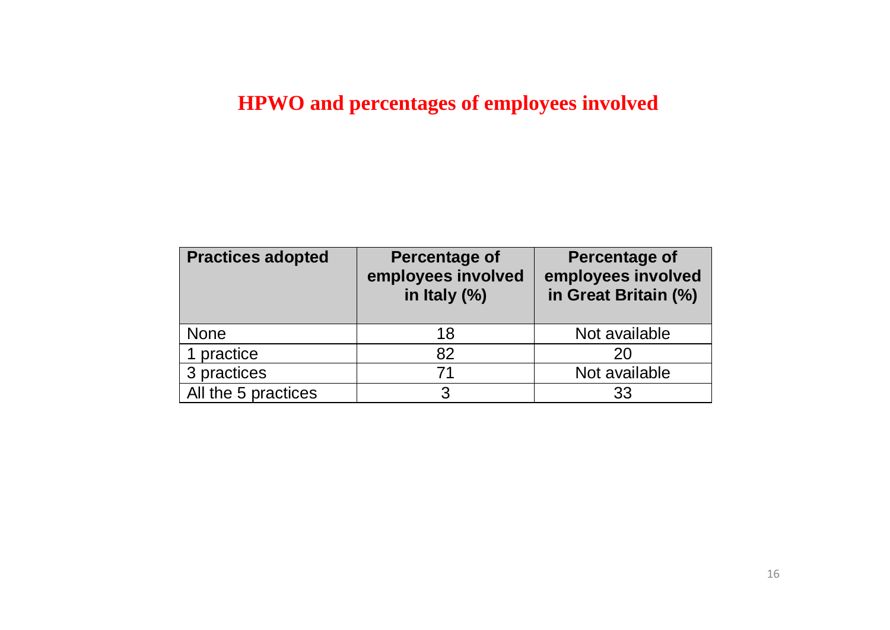# HPWO and percentages of employees involved

| Practices adopted | Percentage of employees involved in Italy (%) | Percentage of employees involved in Great Britain (%) |
| --- | --- | --- |
| None | 18 | Not available |
| 1 practice | 82 | 20 |
| 3 practices | 71 | Not available |
| All the 5 practices | 3 | 33 |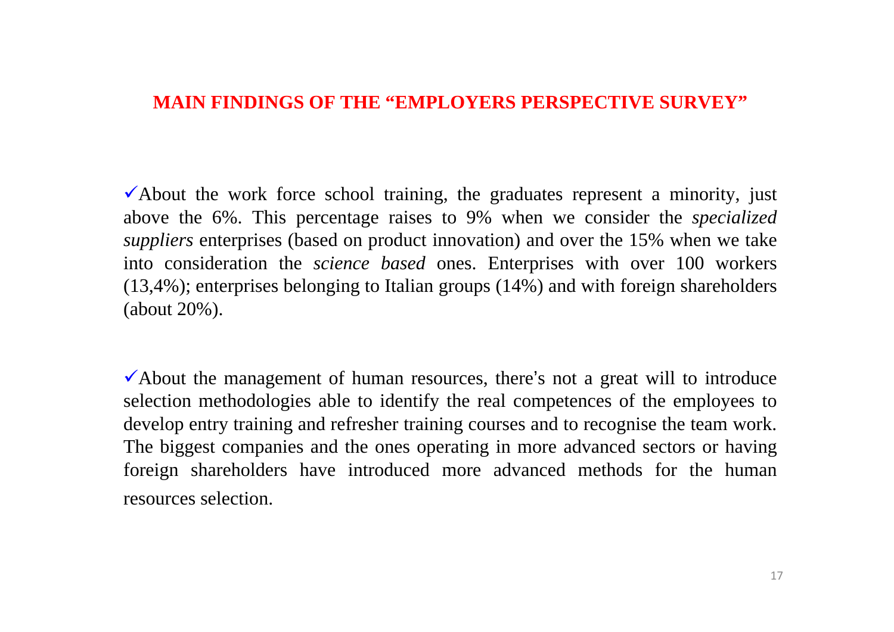## MAIN FINDINGS OF THE "EMPLOYERS PERSPECTIVE SURVEY"

✓About the work force school training, the graduates represent a minority, just above the 6%. This percentage raises to 9% when we consider the *specialized suppliers* enterprises (based on product innovation) and over the 15% when we take into consideration the *science based* ones. Enterprises with over 100 workers (13,4%); enterprises belonging to Italian groups (14%) and with foreign shareholders (about 20%).

✓About the management of human resources, there's not a great will to introduce selection methodologies able to identify the real competences of the employees to develop entry training and refresher training courses and to recognise the team work. The biggest companies and the ones operating in more advanced sectors or having foreign shareholders have introduced more advanced methods for the human resources selection.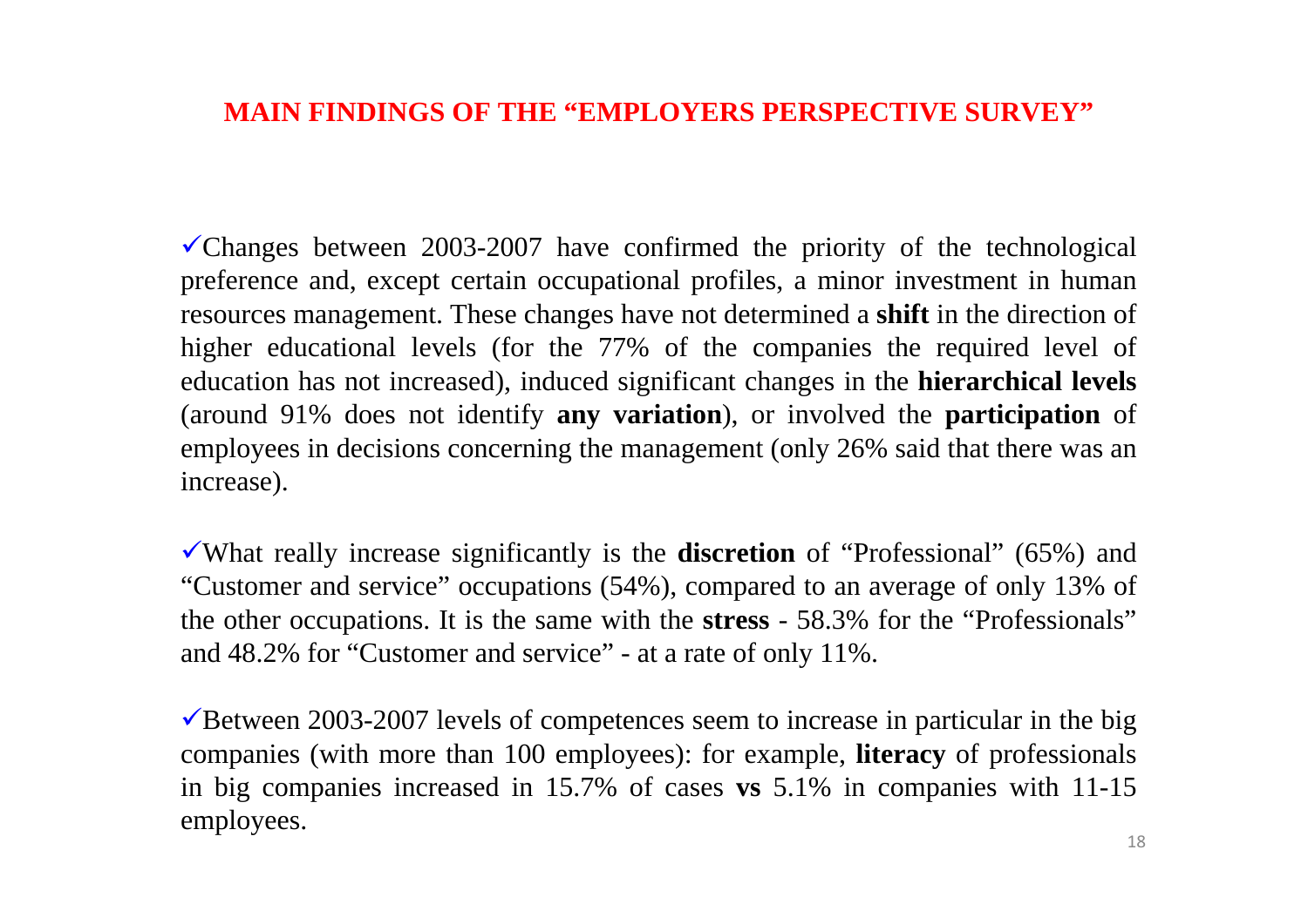# MAIN FINDINGS OF THE "EMPLOYERS PERSPECTIVE SURVEY"

✓Changes between 2003-2007 have confirmed the priority of the technological preference and, except certain occupational profiles, a minor investment in human resources management. These changes have not determined a **shift** in the direction of higher educational levels (for the 77% of the companies the required level of education has not increased), induced significant changes in the **hierarchical levels** (around 91% does not identify **any variation**), or involved the **participation** of employees in decisions concerning the management (only 26% said that there was an increase).

✓What really increase significantly is the **discretion** of "Professional" (65%) and "Customer and service" occupations (54%), compared to an average of only 13% of the other occupations. It is the same with the **stress** - 58.3% for the "Professionals" and 48.2% for "Customer and service" - at a rate of only 11%.

✓Between 2003-2007 levels of competences seem to increase in particular in the big companies (with more than 100 employees): for example, **literacy** of professionals in big companies increased in 15.7% of cases **vs** 5.1% in companies with 11-15 employees.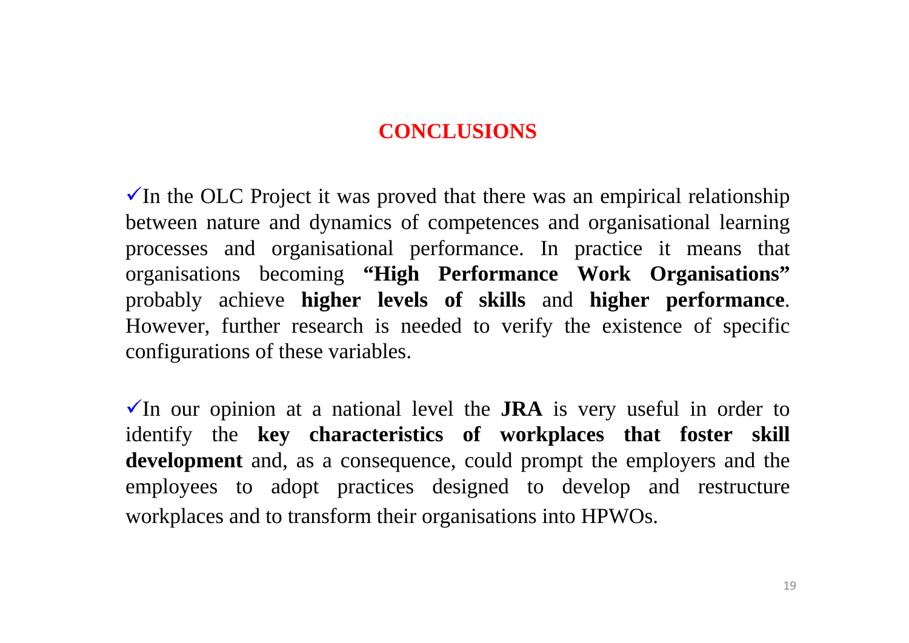## CONCLUSIONS

- ✓In the OLC Project it was proved that there was an empirical relationship between nature and dynamics of competences and organisational learning processes and organisational performance. In practice it means that organisations becoming **"High Performance Work Organisations"** probably achieve **higher levels of skills** and **higher performance**. However, further research is needed to verify the existence of specific configurations of these variables.

- ✓In our opinion at a national level the **JRA** is very useful in order to identify the **key characteristics of workplaces that foster skill development** and, as a consequence, could prompt the employers and the employees to adopt practices designed to develop and restructure workplaces and to transform their organisations into HPWOs.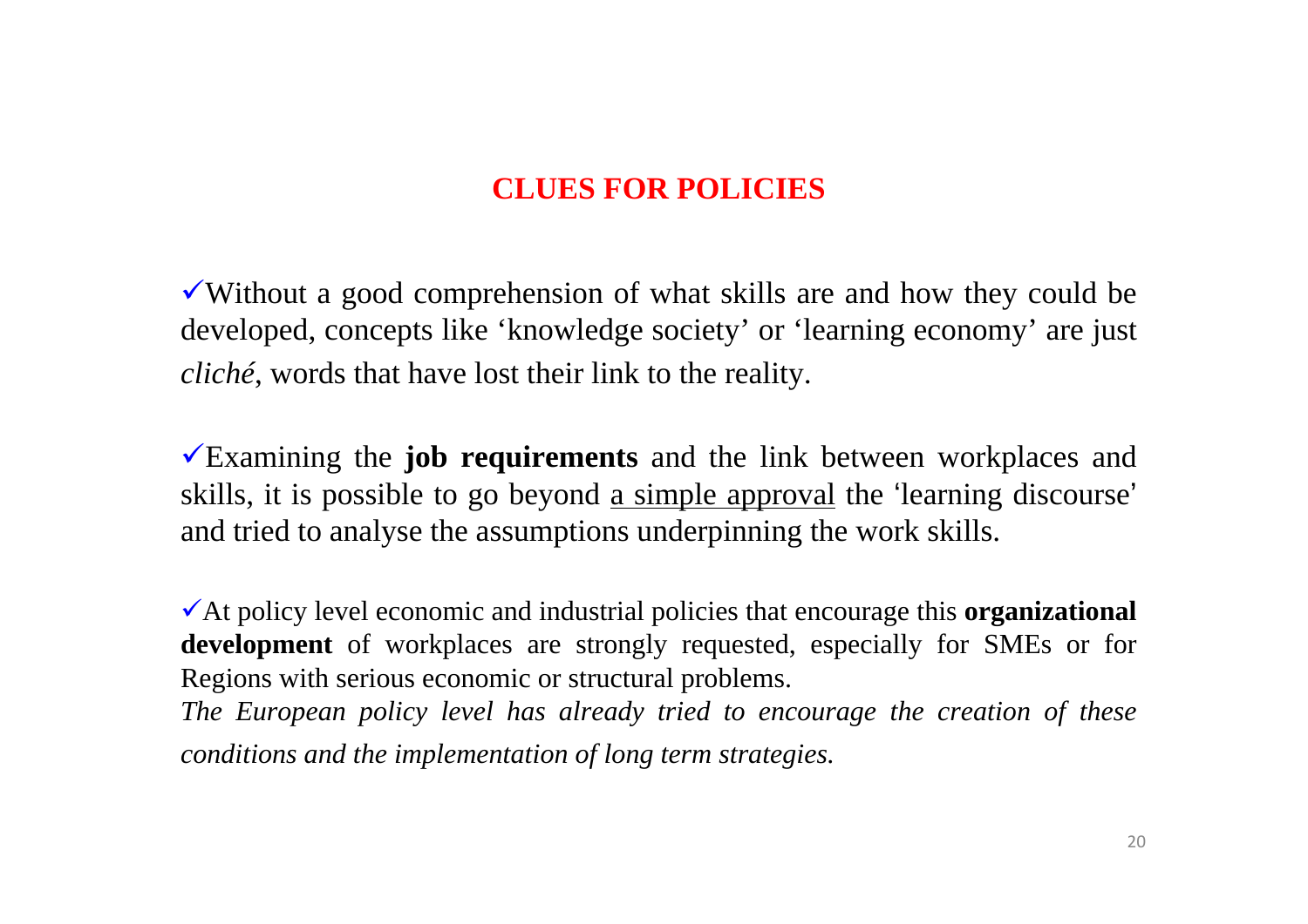## CLUES FOR POLICIES

✓Without a good comprehension of what skills are and how they could be developed, concepts like ‘knowledge society’ or ‘learning economy’ are just *cliché*, words that have lost their link to the reality.

✓Examining the **job requirements** and the link between workplaces and skills, it is possible to go beyond <u>a simple approval</u> the ‘learning discourse’ and tried to analyse the assumptions underpinning the work skills.

✓At policy level economic and industrial policies that encourage this **organizational development** of workplaces are strongly requested, especially for SMEs or for Regions with serious economic or structural problems.
*The European policy level has already tried to encourage the creation of these conditions and the implementation of long term strategies.*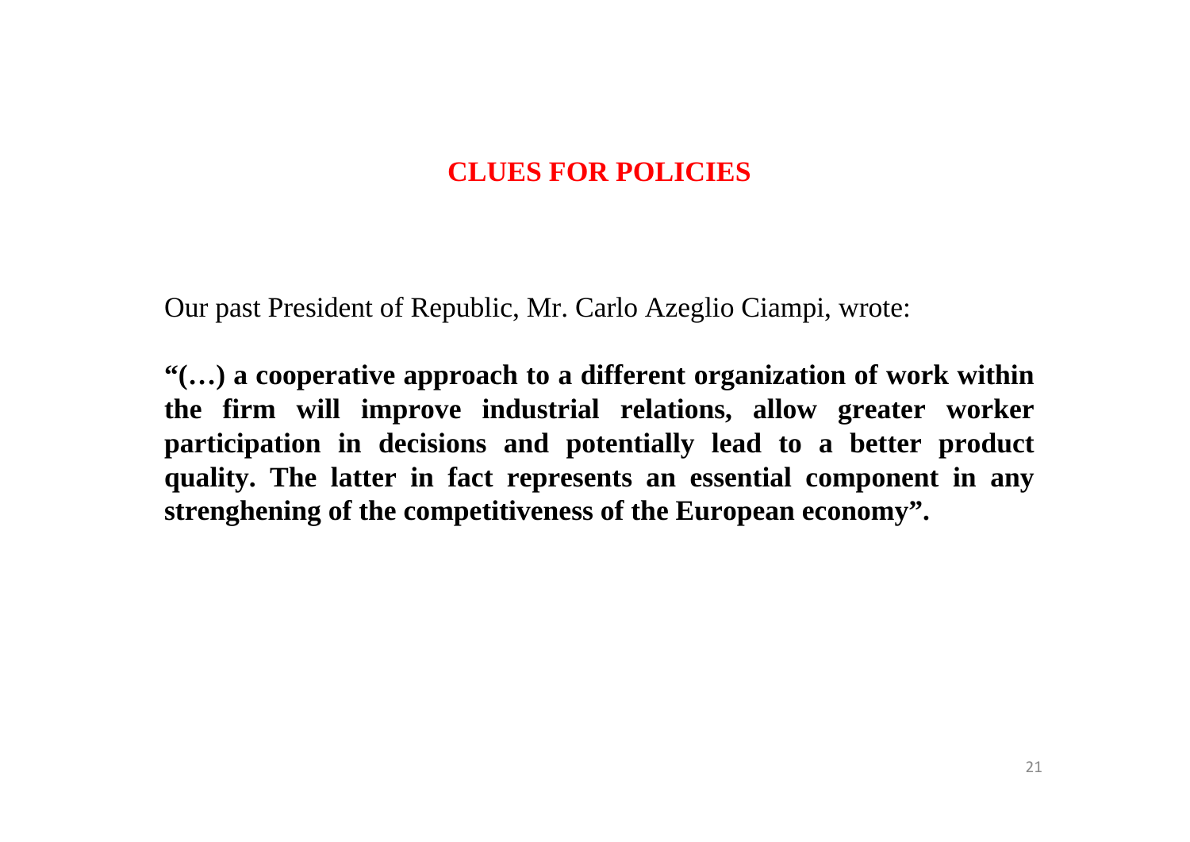## CLUES FOR POLICIES

Our past President of Republic, Mr. Carlo Azeglio Ciampi, wrote:

**"(…) a cooperative approach to a different organization of work within the firm will improve industrial relations, allow greater worker participation in decisions and potentially lead to a better product quality. The latter in fact represents an essential component in any strenghening of the competitiveness of the European economy".**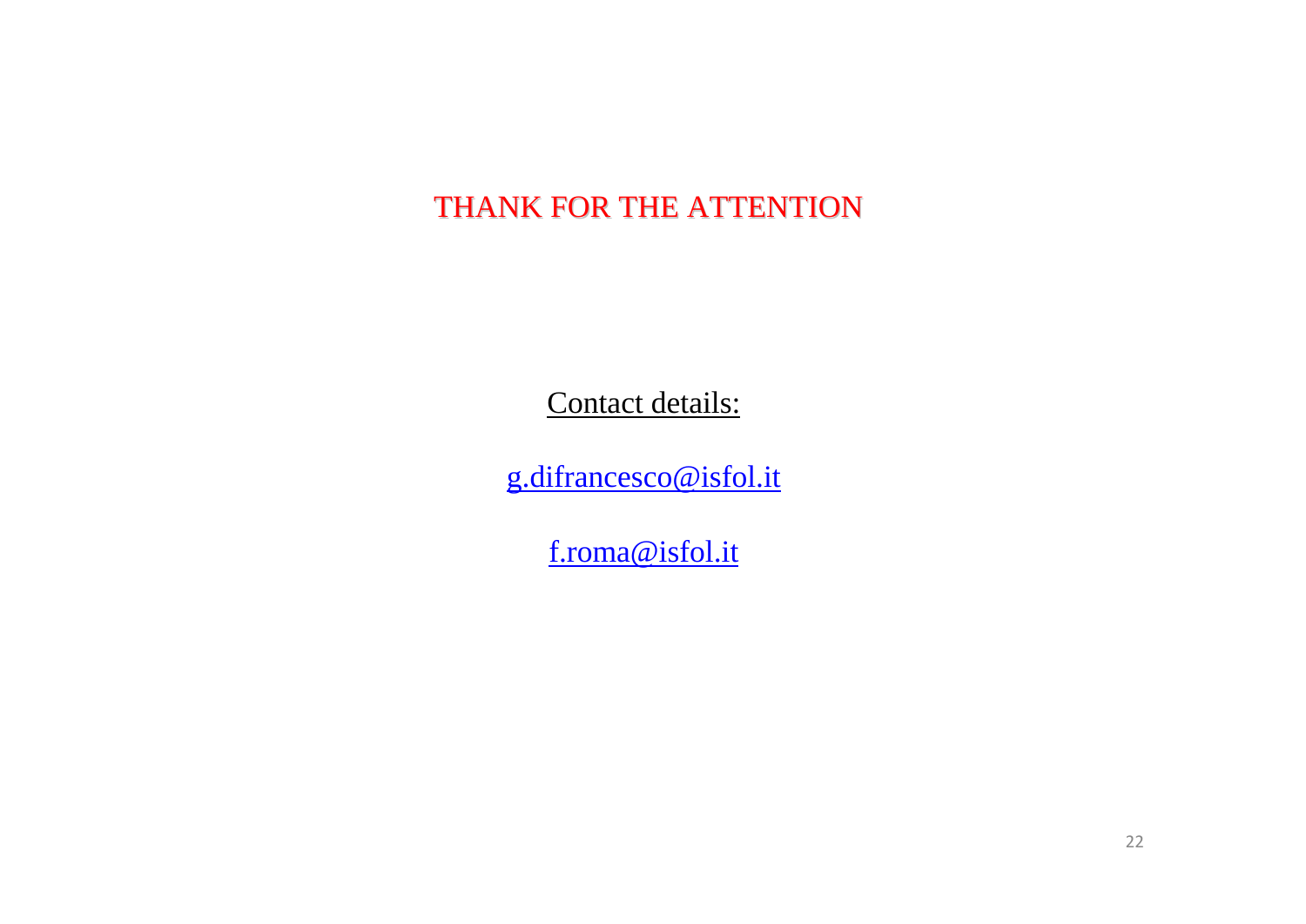THANK FOR THE ATTENTION

Contact details:

g.difrancesco@isfol.it

f.roma@isfol.it